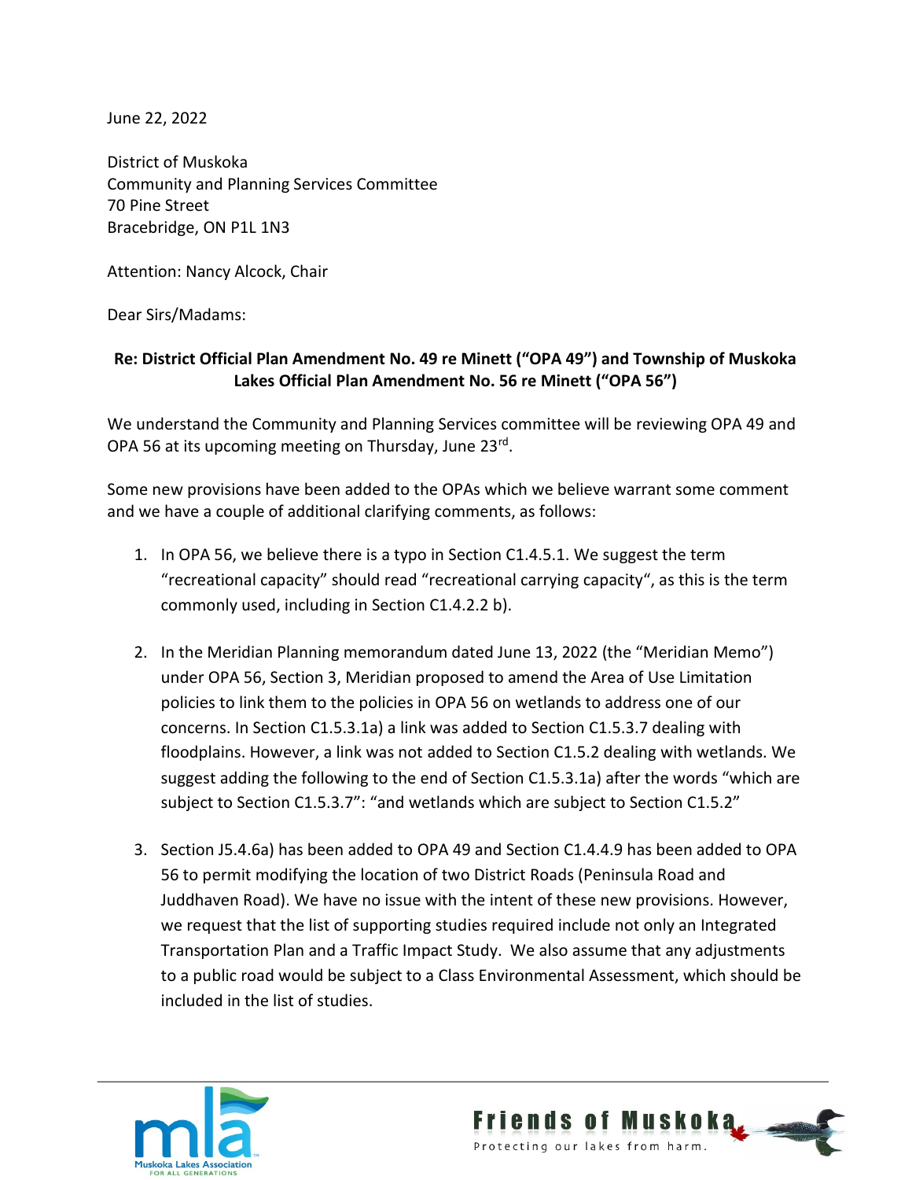June 22, 2022

District of Muskoka
Community and Planning Services Committee
70 Pine Street
Bracebridge, ON P1L 1N3

Attention: Nancy Alcock, Chair

Dear Sirs/Madams:

**Re: District Official Plan Amendment No. 49 re Minett ("OPA 49") and Township of Muskoka Lakes Official Plan Amendment No. 56 re Minett ("OPA 56")**

We understand the Community and Planning Services committee will be reviewing OPA 49 and OPA 56 at its upcoming meeting on Thursday, June 23rd.

Some new provisions have been added to the OPAs which we believe warrant some comment and we have a couple of additional clarifying comments, as follows:

1. In OPA 56, we believe there is a typo in Section C1.4.5.1. We suggest the term "recreational capacity" should read "recreational carrying capacity", as this is the term commonly used, including in Section C1.4.2.2 b).

2. In the Meridian Planning memorandum dated June 13, 2022 (the "Meridian Memo") under OPA 56, Section 3, Meridian proposed to amend the Area of Use Limitation policies to link them to the policies in OPA 56 on wetlands to address one of our concerns. In Section C1.5.3.1a) a link was added to Section C1.5.3.7 dealing with floodplains. However, a link was not added to Section C1.5.2 dealing with wetlands. We suggest adding the following to the end of Section C1.5.3.1a) after the words "which are subject to Section C1.5.3.7": "and wetlands which are subject to Section C1.5.2"

3. Section J5.4.6a) has been added to OPA 49 and Section C1.4.4.9 has been added to OPA 56 to permit modifying the location of two District Roads (Peninsula Road and Juddhaven Road). We have no issue with the intent of these new provisions. However, we request that the list of supporting studies required include not only an Integrated Transportation Plan and a Traffic Impact Study. We also assume that any adjustments to a public road would be subject to a Class Environmental Assessment, which should be included in the list of studies.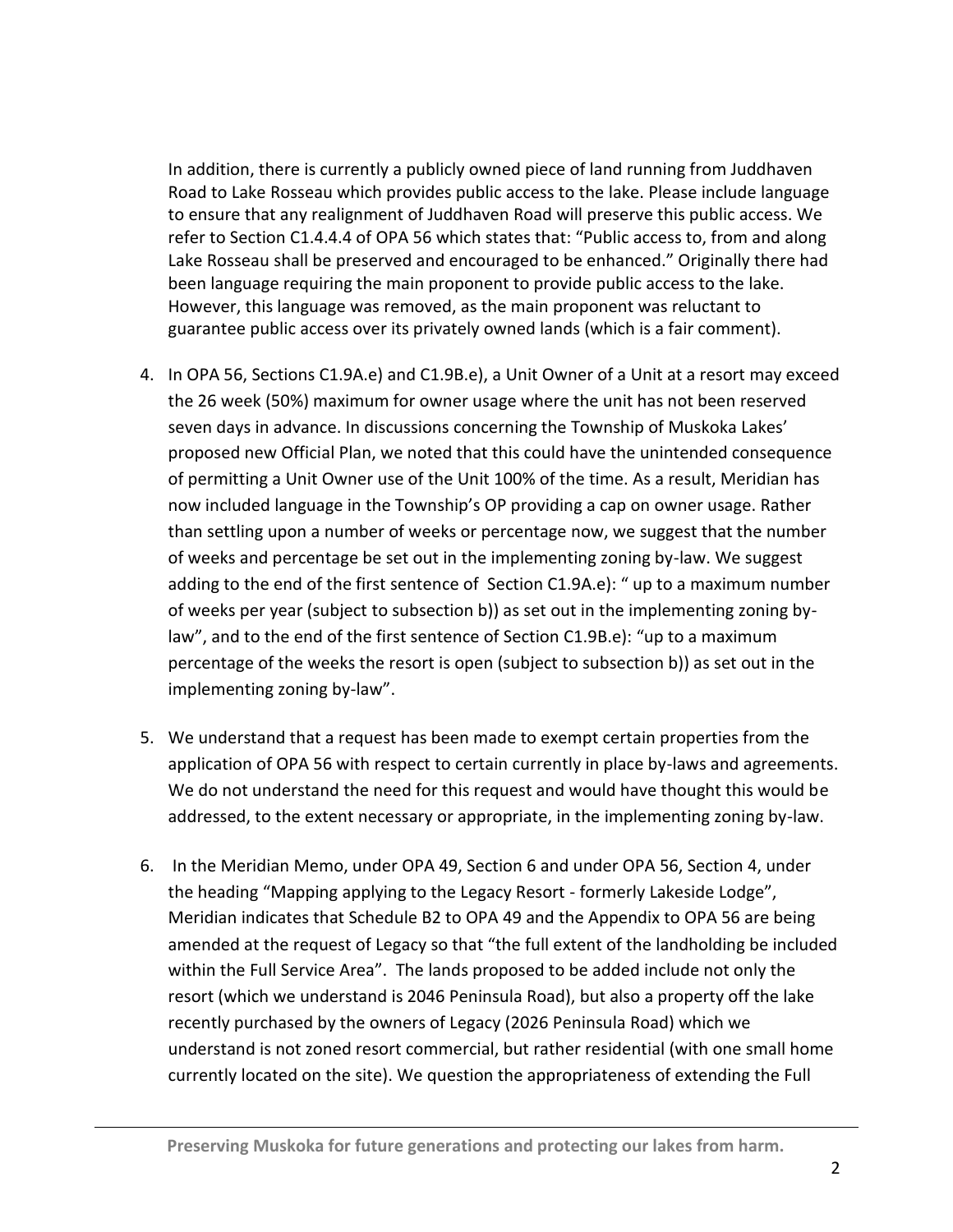In addition, there is currently a publicly owned piece of land running from Juddhaven Road to Lake Rosseau which provides public access to the lake. Please include language to ensure that any realignment of Juddhaven Road will preserve this public access. We refer to Section C1.4.4.4 of OPA 56 which states that: "Public access to, from and along Lake Rosseau shall be preserved and encouraged to be enhanced." Originally there had been language requiring the main proponent to provide public access to the lake. However, this language was removed, as the main proponent was reluctant to guarantee public access over its privately owned lands (which is a fair comment).

4. In OPA 56, Sections C1.9A.e) and C1.9B.e), a Unit Owner of a Unit at a resort may exceed the 26 week (50%) maximum for owner usage where the unit has not been reserved seven days in advance. In discussions concerning the Township of Muskoka Lakes' proposed new Official Plan, we noted that this could have the unintended consequence of permitting a Unit Owner use of the Unit 100% of the time. As a result, Meridian has now included language in the Township's OP providing a cap on owner usage. Rather than settling upon a number of weeks or percentage now, we suggest that the number of weeks and percentage be set out in the implementing zoning by-law. We suggest adding to the end of the first sentence of Section C1.9A.e): " up to a maximum number of weeks per year (subject to subsection b)) as set out in the implementing zoning by-law", and to the end of the first sentence of Section C1.9B.e): "up to a maximum percentage of the weeks the resort is open (subject to subsection b)) as set out in the implementing zoning by-law".

5. We understand that a request has been made to exempt certain properties from the application of OPA 56 with respect to certain currently in place by-laws and agreements. We do not understand the need for this request and would have thought this would be addressed, to the extent necessary or appropriate, in the implementing zoning by-law.

6. In the Meridian Memo, under OPA 49, Section 6 and under OPA 56, Section 4, under the heading "Mapping applying to the Legacy Resort - formerly Lakeside Lodge", Meridian indicates that Schedule B2 to OPA 49 and the Appendix to OPA 56 are being amended at the request of Legacy so that "the full extent of the landholding be included within the Full Service Area". The lands proposed to be added include not only the resort (which we understand is 2046 Peninsula Road), but also a property off the lake recently purchased by the owners of Legacy (2026 Peninsula Road) which we understand is not zoned resort commercial, but rather residential (with one small home currently located on the site). We question the appropriateness of extending the Full

**Preserving Muskoka for future generations and protecting our lakes from harm.**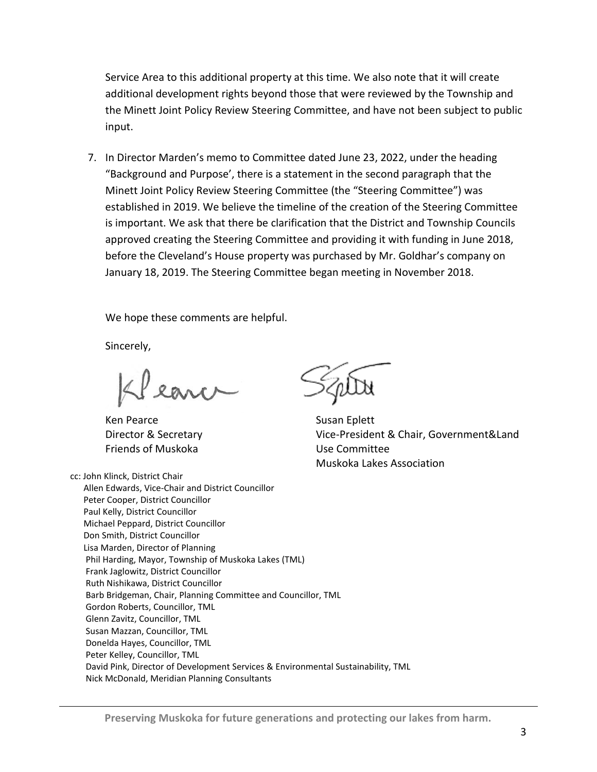Service Area to this additional property at this time. We also note that it will create additional development rights beyond those that were reviewed by the Township and the Minett Joint Policy Review Steering Committee, and have not been subject to public input.

7. In Director Marden's memo to Committee dated June 23, 2022, under the heading "Background and Purpose', there is a statement in the second paragraph that the Minett Joint Policy Review Steering Committee (the "Steering Committee") was established in 2019. We believe the timeline of the creation of the Steering Committee is important. We ask that there be clarification that the District and Township Councils approved creating the Steering Committee and providing it with funding in June 2018, before the Cleveland's House property was purchased by Mr. Goldhar's company on January 18, 2019. The Steering Committee began meeting in November 2018.

We hope these comments are helpful.

Sincerely,

Ken Pearce
Director & Secretary
Friends of Muskoka

Susan Eplett
Vice-President & Chair, Government&Land Use Committee
Muskoka Lakes Association

cc: John Klinck, District Chair
Allen Edwards, Vice-Chair and District Councillor
Peter Cooper, District Councillor
Paul Kelly, District Councillor
Michael Peppard, District Councillor
Don Smith, District Councillor
Lisa Marden, Director of Planning
Phil Harding, Mayor, Township of Muskoka Lakes (TML)
Frank Jaglowitz, District Councillor
Ruth Nishikawa, District Councillor
Barb Bridgeman, Chair, Planning Committee and Councillor, TML
Gordon Roberts, Councillor, TML
Glenn Zavitz, Councillor, TML
Susan Mazzan, Councillor, TML
Donelda Hayes, Councillor, TML
Peter Kelley, Councillor, TML
David Pink, Director of Development Services & Environmental Sustainability, TML
Nick McDonald, Meridian Planning Consultants

**Preserving Muskoka for future generations and protecting our lakes from harm.**